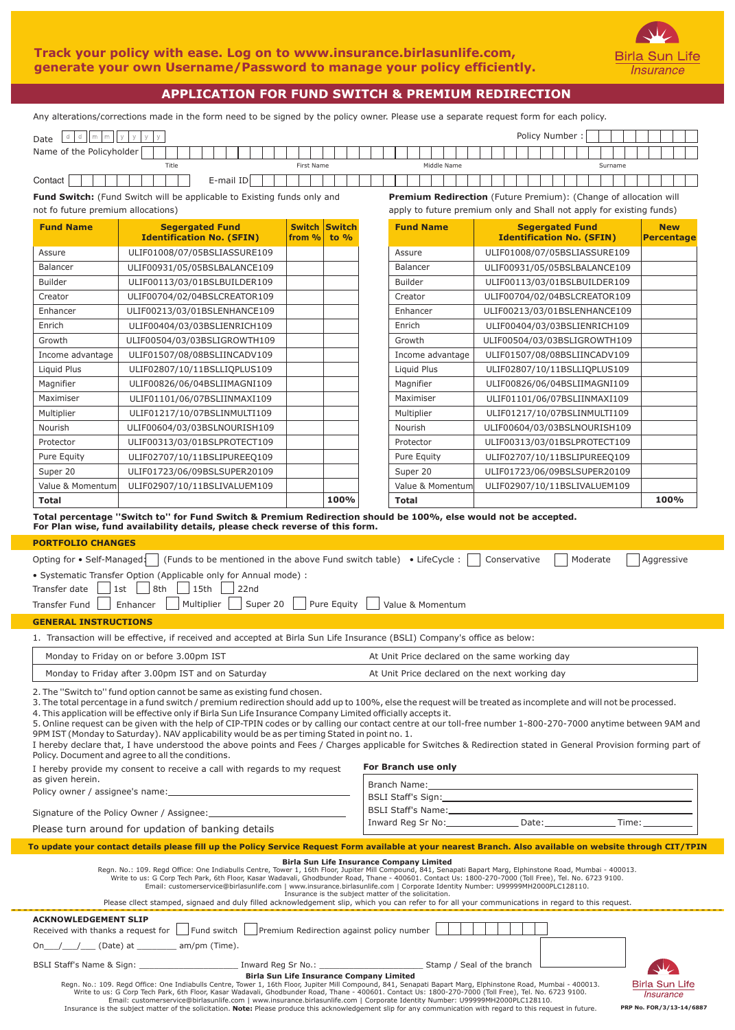Track your policy with ease. Log on to www.insurance.birlasunlife.com, generate your own Username/Password to manage your policy efficiently.

Birla Sun Life Insurance

# APPLICATION FOR FUND SWITCH & PREMIUM REDIRECTION

Any alterations/corrections made in the form need to be signed by the policy owner. Please use a separate request form for each policy.

Date d d m m y y y y

Policy Number :

Name of the Policyholder: Title / First Name / Middle Name / Surname

Contact ______ E-mail ID ______

**Fund Switch:** (Fund Switch will be applicable to Existing funds only and not fo future premium allocations)

| Fund Name | Segergated Fund Identification No. (SFIN) | Switch from % | Switch to % |
|---|---|---|---|
| Assure | ULIF01008/07/05BSLIASSURE109 | | |
| Balancer | ULIF00931/05/05BSLBALANCE109 | | |
| Builder | ULIF00113/03/01BSLBUILDER109 | | |
| Creator | ULIF00704/02/04BSLCREATOR109 | | |
| Enhancer | ULIF00213/03/01BSLENHANCE109 | | |
| Enrich | ULIF00404/03/03BSLIENRICH109 | | |
| Growth | ULIF00504/03/03BSLIGROWTH109 | | |
| Income advantage | ULIF01507/08/08BSLIINCADV109 | | |
| Liquid Plus | ULIF02807/10/11BSLLIQPLUS109 | | |
| Magnifier | ULIF00826/06/04BSLIIMAGNI109 | | |
| Maximiser | ULIF01101/06/07BSLIINMAXI109 | | |
| Multiplier | ULIF01217/10/07BSLINMULTI109 | | |
| Nourish | ULIF00604/03/03BSLNOURISH109 | | |
| Protector | ULIF00313/03/01BSLPROTECT109 | | |
| Pure Equity | ULIF02707/10/11BSLIPUREEQ109 | | |
| Super 20 | ULIF01723/06/09BSLSUPER20109 | | |
| Value & Momentum | ULIF02907/10/11BSLIVALUEM109 | | |
| **Total** | | | **100%** |

**Premium Redirection** (Future Premium): (Change of allocation will apply to future premium only and Shall not apply for existing funds)

| Fund Name | Segergated Fund Identification No. (SFIN) | New Percentage |
|---|---|---|
| Assure | ULIF01008/07/05BSLIASSURE109 | |
| Balancer | ULIF00931/05/05BSLBALANCE109 | |
| Builder | ULIF00113/03/01BSLBUILDER109 | |
| Creator | ULIF00704/02/04BSLCREATOR109 | |
| Enhancer | ULIF00213/03/01BSLENHANCE109 | |
| Enrich | ULIF00404/03/03BSLIENRICH109 | |
| Growth | ULIF00504/03/03BSLIGROWTH109 | |
| Income advantage | ULIF01507/08/08BSLIINCADV109 | |
| Liquid Plus | ULIF02807/10/11BSLLIQPLUS109 | |
| Magnifier | ULIF00826/06/04BSLIIMAGNI109 | |
| Maximiser | ULIF01101/06/07BSLIINMAXI109 | |
| Multiplier | ULIF01217/10/07BSLINMULTI109 | |
| Nourish | ULIF00604/03/03BSLNOURISH109 | |
| Protector | ULIF00313/03/01BSLPROTECT109 | |
| Pure Equity | ULIF02707/10/11BSLIPUREEQ109 | |
| Super 20 | ULIF01723/06/09BSLSUPER20109 | |
| Value & Momentum | ULIF02907/10/11BSLIVALUEM109 | |
| **Total** | | **100%** |

**Total percentage "Switch to" for Fund Switch & Premium Redirection should be 100%, else would not be accepted. For Plan wise, fund availability details, please check reverse of this form.**

## PORTFOLIO CHANGES

Opting for • Self-Managed: ☐ (Funds to be mentioned in the above Fund switch table) • LifeCycle : ☐ Conservative ☐ Moderate ☐ Aggressive

• Systematic Transfer Option (Applicable only for Annual mode) :

Transfer date ☐ 1st ☐ 8th ☐ 15th ☐ 22nd

Transfer Fund ☐ Enhancer ☐ Multiplier ☐ Super 20 ☐ Pure Equity ☐ Value & Momentum

## GENERAL INSTRUCTIONS

1. Transaction will be effective, if received and accepted at Birla Sun Life Insurance (BSLI) Company's office as below:

| | |
|---|---|
| Monday to Friday on or before 3.00pm IST | At Unit Price declared on the same working day |
| Monday to Friday after 3.00pm IST and on Saturday | At Unit Price declared on the next working day |

2. The "Switch to" fund option cannot be same as existing fund chosen.
3. The total percentage in a fund switch / premium redirection should add up to 100%, else the request will be treated as incomplete and will not be processed.
4. This application will be effective only if Birla Sun Life Insurance Company Limited officially accepts it.
5. Online request can be given with the help of CIP-TPIN codes or by calling our contact centre at our toll-free number 1-800-270-7000 anytime between 9AM and 9PM IST (Monday to Saturday). NAV applicability would be as per timing Stated in point no. 1.

I hereby declare that, I have understood the above points and Fees / Charges applicable for Switches & Redirection stated in General Provision forming part of Policy. Document and agree to all the conditions.

I hereby provide my consent to receive a call with regards to my request as given herein.

Policy owner / assignee's name:______________________

Signature of the Policy Owner / Assignee:______________________

Please turn around for updation of banking details

**For Branch use only**

Branch Name:______________________

BSLI Staff's Sign:______________________

BSLI Staff's Name:______________________

Inward Reg Sr No:__________ Date:__________ Time:__________

**To update your contact details please fill up the Policy Service Request Form available at your nearest Branch. Also available on website through CIT/TPIN**

**Birla Sun Life Insurance Company Limited**

Regn. No.: 109. Regd Office: One Indiabulls Centre, Tower 1, 16th Floor, Jupiter Mill Compound, 841, Senapati Bapart Marg, Elphinstone Road, Mumbai - 400013. Write to us: G Corp Tech Park, 6th Floor, Kasar Wadavali, Ghodbunder Road, Thane - 400601. Contact Us: 1800-270-7000 (Toll Free), Tel. No. 6723 9100. Email: customerservice@birlasunlife.com | www.insurance.birlasunlife.com | Corporate Identity Number: U99999MH2000PLC128110. Insurance is the subject matter of the solicitation.

Please cllect stamped, signaed and duly filled acknowledgement slip, which you can refer to for all your communications in regard to this request.

---

**ACKNOWLEDGEMENT SLIP**

Received with thanks a request for ☐ Fund switch ☐ Premium Redirection against policy number

On___/___/___ (Date) at ________ am/pm (Time).

BSLI Staff's Name & Sign: ____________________ Inward Reg Sr No.: ____________________ Stamp / Seal of the branch

**Birla Sun Life Insurance Company Limited**

Regn. No.: 109. Regd Office: One Indiabulls Centre, Tower 1, 16th Floor, Jupiter Mill Compound, 841, Senapati Bapart Marg, Elphinstone Road, Mumbai - 400013. Write to us: G Corp Tech Park, 6th Floor, Kasar Wadavali, Ghodbunder Road, Thane - 400601. Contact Us: 1800-270-7000 (Toll Free), Tel. No. 6723 9100. Email: customerservice@birlasunlife.com | www.insurance.birlasunlife.com | Corporate Identity Number: U99999MH2000PLC128110. Insurance is the subject matter of the solicitation. **Note:** Please produce this acknowledgement slip for any communication with regard to this request in future.

Birla Sun Life Insurance

PRP No. FOR/3/13-14/6887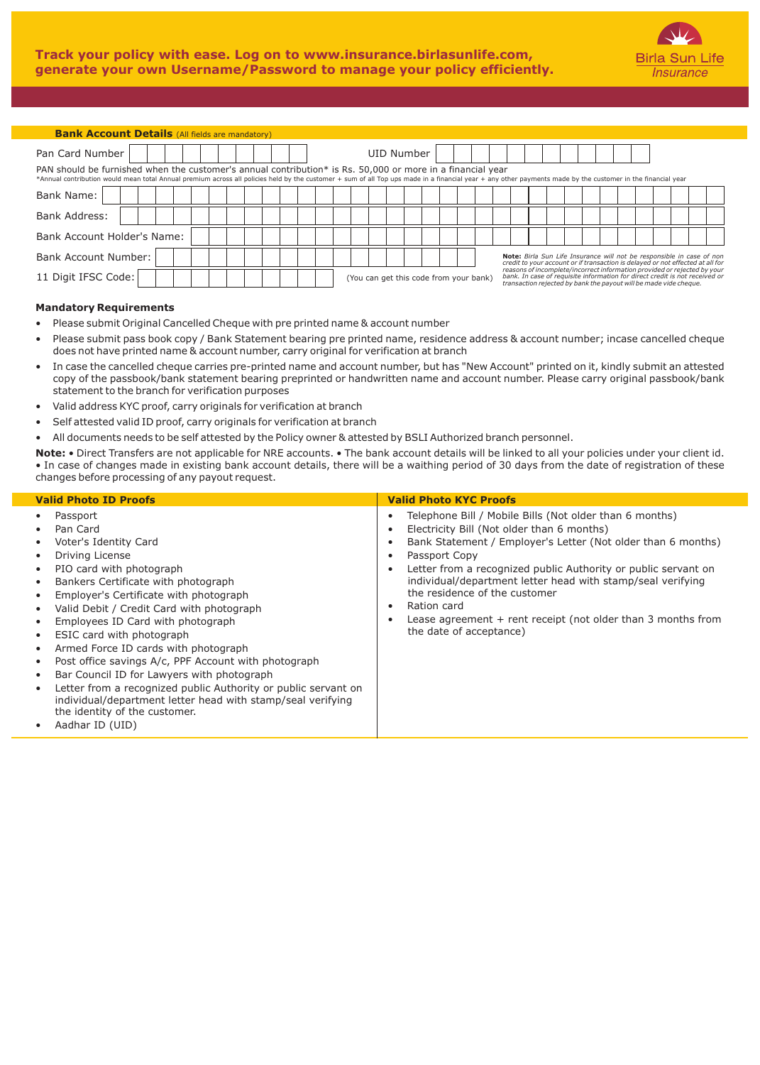**Track your policy with ease. Log on to www.insurance.birlasunlife.com, generate your own Username/Password to manage your policy efficiently.**

Birla Sun Life Insurance

## Bank Account Details (All fields are mandatory)

Pan Card Number: ____________ UID Number: ____________

PAN should be furnished when the customer's annual contribution* is Rs. 50,000 or more in a financial year

*Annual contribution would mean total Annual premium across all policies held by the customer + sum of all Top ups made in a financial year + any other payments made by the customer in the financial year

Bank Name: ____________

Bank Address: ____________

Bank Account Holder's Name: ____________

Bank Account Number: ____________

11 Digit IFSC Code: ____________ (You can get this code from your bank)

*Note: Birla Sun Life Insurance will not be responsible in case of non credit to your account or if transaction is delayed or not effected at all for reasons of incomplete/incorrect information provided or rejected by your bank. In case of requisite information for direct credit is not received or transaction rejected by bank the payout will be made vide cheque.*

### Mandatory Requirements

- Please submit Original Cancelled Cheque with pre printed name & account number
- Please submit pass book copy / Bank Statement bearing pre printed name, residence address & account number; incase cancelled cheque does not have printed name & account number, carry original for verification at branch
- In case the cancelled cheque carries pre-printed name and account number, but has "New Account" printed on it, kindly submit an attested copy of the passbook/bank statement bearing preprinted or handwritten name and account number. Please carry original passbook/bank statement to the branch for verification purposes
- Valid address KYC proof, carry originals for verification at branch
- Self attested valid ID proof, carry originals for verification at branch
- All documents needs to be self attested by the Policy owner & attested by BSLI Authorized branch personnel.

**Note:** • Direct Transfers are not applicable for NRE accounts. • The bank account details will be linked to all your policies under your client id. • In case of changes made in existing bank account details, there will be a waithing period of 30 days from the date of registration of these changes before processing of any payout request.

### Valid Photo ID Proofs

- Passport
- Pan Card
- Voter's Identity Card
- Driving License
- PIO card with photograph
- Bankers Certificate with photograph
- Employer's Certificate with photograph
- Valid Debit / Credit Card with photograph
- Employees ID Card with photograph
- ESIC card with photograph
- Armed Force ID cards with photograph
- Post office savings A/c, PPF Account with photograph
- Bar Council ID for Lawyers with photograph
- Letter from a recognized public Authority or public servant on individual/department letter head with stamp/seal verifying the identity of the customer.
- Aadhar ID (UID)

### Valid Photo KYC Proofs

- Telephone Bill / Mobile Bills (Not older than 6 months)
- Electricity Bill (Not older than 6 months)
- Bank Statement / Employer's Letter (Not older than 6 months)
- Passport Copy
- Letter from a recognized public Authority or public servant on individual/department letter head with stamp/seal verifying the residence of the customer
- Ration card
- Lease agreement + rent receipt (not older than 3 months from the date of acceptance)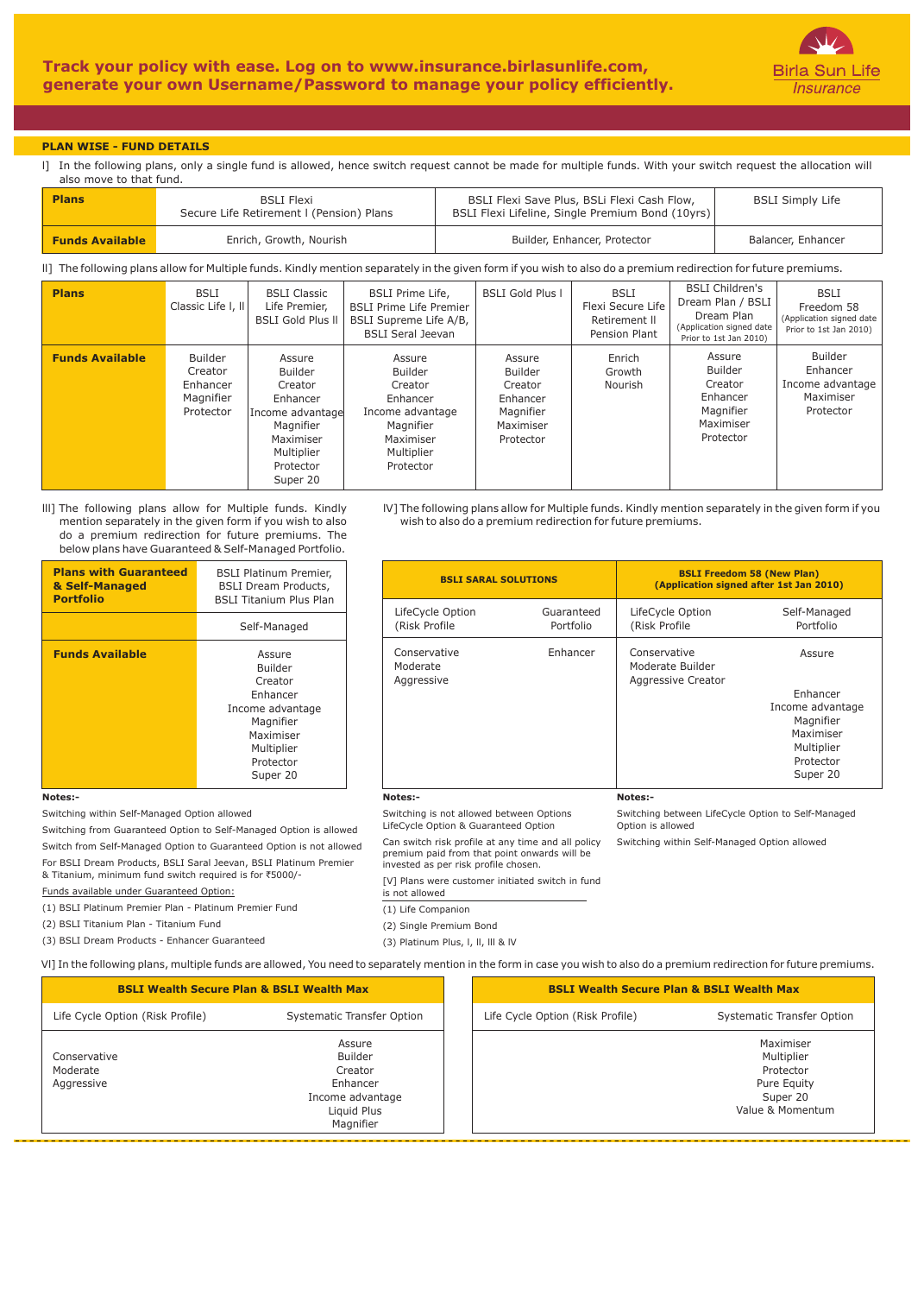**Track your policy with ease. Log on to www.insurance.birlasunlife.com, generate your own Username/Password to manage your policy efficiently.**

Birla Sun Life Insurance

## PLAN WISE - FUND DETAILS

I] In the following plans, only a single fund is allowed, hence switch request cannot be made for multiple funds. With your switch request the allocation will also move to that fund.

| **Plans** | BSLI Flexi Secure Life Retirement I (Pension) Plans | BSLI Flexi Save Plus, BSLi Flexi Cash Flow, BSLI Flexi Lifeline, Single Premium Bond (10yrs) | BSLI Simply Life |
|---|---|---|---|
| **Funds Available** | Enrich, Growth, Nourish | Builder, Enhancer, Protector | Balancer, Enhancer |

II] The following plans allow for Multiple funds. Kindly mention separately in the given form if you wish to also do a premium redirection for future premiums.

| **Plans** | BSLI Classic Life I, II | BSLI Classic Life Premier, BSLI Gold Plus II | BSLI Prime Life, BSLI Prime Life Premier BSLI Supreme Life A/B, BSLI Seral Jeevan | BSLI Gold Plus I | BSLI Flexi Secure Life Retirement II Pension Plant | BSLI Children's Dream Plan / BSLI Dream Plan (Application signed date Prior to 1st Jan 2010) | BSLI Freedom 58 (Application signed date Prior to 1st Jan 2010) |
|---|---|---|---|---|---|---|---|
| **Funds Available** | Builder<br>Creator<br>Enhancer<br>Magnifier<br>Protector | Assure<br>Builder<br>Creator<br>Enhancer<br>Income advantage<br>Magnifier<br>Maximiser<br>Multiplier<br>Protector<br>Super 20 | Assure<br>Builder<br>Creator<br>Enhancer<br>Income advantage<br>Magnifier<br>Maximiser<br>Multiplier<br>Protector | Assure<br>Builder<br>Creator<br>Enhancer<br>Magnifier<br>Maximiser<br>Protector | Enrich<br>Growth<br>Nourish | Assure<br>Builder<br>Creator<br>Enhancer<br>Magnifier<br>Maximiser<br>Protector | Builder<br>Enhancer<br>Income advantage<br>Maximiser<br>Protector |

III] The following plans allow for Multiple funds. Kindly mention separately in the given form if you wish to also do a premium redirection for future premiums. The below plans have Guaranteed & Self-Managed Portfolio.

| **Plans with Guaranteed & Self-Managed Portfolio** | BSLI Platinum Premier, BSLI Dream Products, BSLI Titanium Plus Plan |
|---|---|
| | Self-Managed |
| **Funds Available** | Assure<br>Builder<br>Creator<br>Enhancer<br>Income advantage<br>Magnifier<br>Maximiser<br>Multiplier<br>Protector<br>Super 20 |

**Notes:-**

Switching within Self-Managed Option allowed

Switching from Guaranteed Option to Self-Managed Option is allowed

Switch from Self-Managed Option to Guaranteed Option is not allowed

For BSLI Dream Products, BSLI Saral Jeevan, BSLI Platinum Premier & Titanium, minimum fund switch required is for ₹5000/-

Funds available under Guaranteed Option:

(1) BSLI Platinum Premier Plan - Platinum Premier Fund

(2) BSLI Titanium Plan - Titanium Fund

(3) BSLI Dream Products - Enhancer Guaranteed

IV] The following plans allow for Multiple funds. Kindly mention separately in the given form if you wish to also do a premium redirection for future premiums.

| **BSLI SARAL SOLUTIONS** | | **BSLI Freedom 58 (New Plan) (Application signed after 1st Jan 2010)** | |
|---|---|---|---|
| LifeCycle Option (Risk Profile | Guaranteed Portfolio | LifeCycle Option (Risk Profile | Self-Managed Portfolio |
| Conservative<br>Moderate<br>Aggressive | Enhancer | Conservative<br>Moderate Builder<br>Aggressive Creator | Assure<br>Enhancer<br>Income advantage<br>Magnifier<br>Maximiser<br>Multiplier<br>Protector<br>Super 20 |

**Notes:-**

Switching is not allowed between Options LifeCycle Option & Guaranteed Option

Can switch risk profile at any time and all policy premium paid from that point onwards will be invested as per risk profile chosen.

[V] Plans were customer initiated switch in fund is not allowed

(1) Life Companion

(2) Single Premium Bond

(3) Platinum Plus, I, II, III & IV

**Notes:-**

Switching between LifeCycle Option to Self-Managed Option is allowed

Switching within Self-Managed Option allowed

VI] In the following plans, multiple funds are allowed, You need to separately mention in the form in case you wish to also do a premium redirection for future premiums.

| **BSLI Wealth Secure Plan & BSLI Wealth Max** | |
|---|---|
| Life Cycle Option (Risk Profile) | Systematic Transfer Option |
| Conservative<br>Moderate<br>Aggressive | Assure<br>Builder<br>Creator<br>Enhancer<br>Income advantage<br>Liquid Plus<br>Magnifier |

| **BSLI Wealth Secure Plan & BSLI Wealth Max** | |
|---|---|
| Life Cycle Option (Risk Profile) | Systematic Transfer Option |
| | Maximiser<br>Multiplier<br>Protector<br>Pure Equity<br>Super 20<br>Value & Momentum |